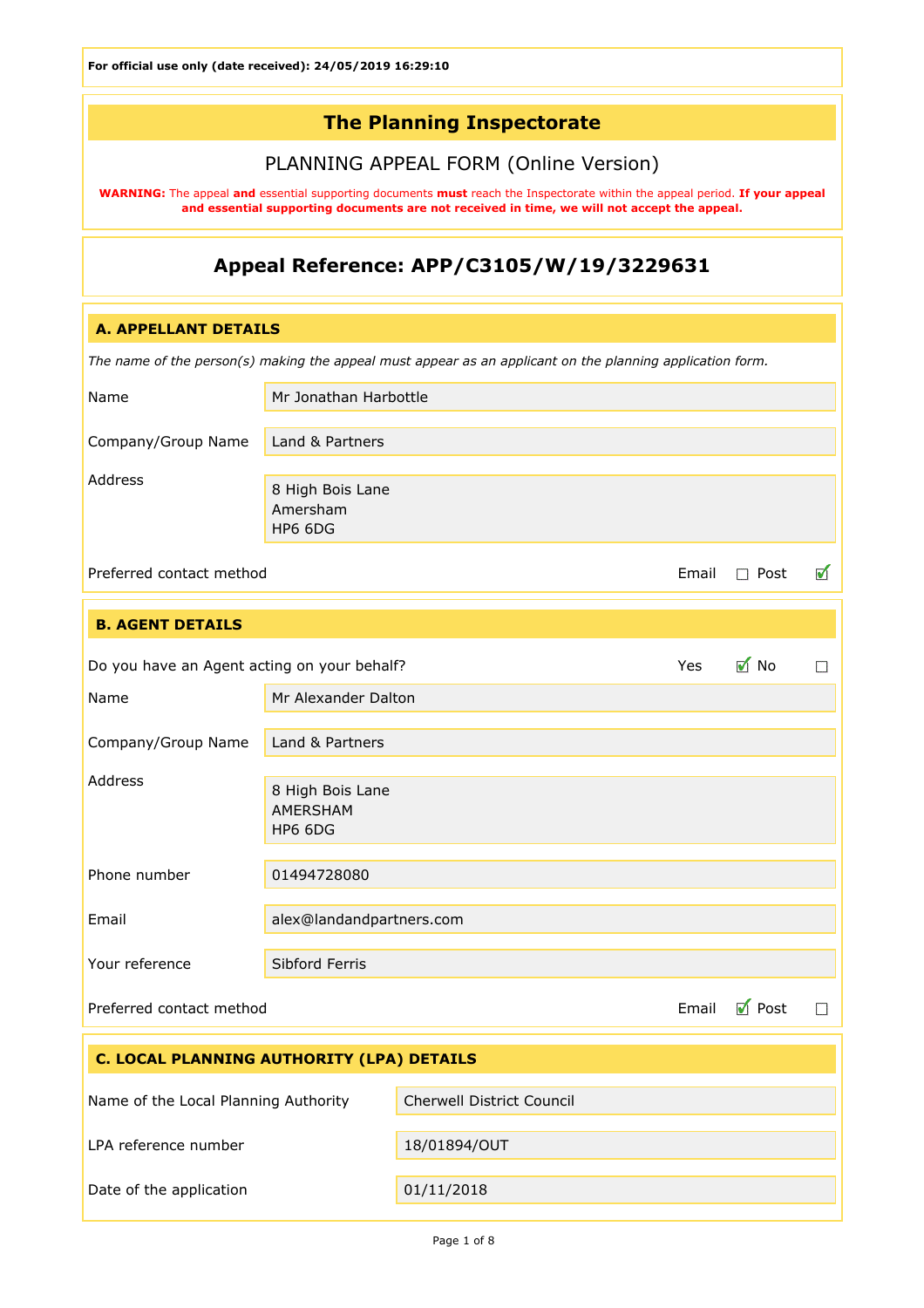**For official use only (date received): 24/05/2019 16:29:10**

# The Planning Inspectorate

## PLANNING APPEAL FORM (Online Version)

**WARNING:** The appeal **and** essential supporting documents **must** reach the Inspectorate within the appeal period. **If your appeal and essential supporting documents are not received in time, we will not accept the appeal.**

## Appeal Reference: APP/C3105/W/19/3229631

### A. APPELLANT DETAILS

*The name of the person(s) making the appeal must appear as an applicant on the planning application form.*

| | |
|---|---|
| Name | Mr Jonathan Harbottle |
| Company/Group Name | Land & Partners |
| Address | 8 High Bois Lane<br>Amersham<br>HP6 6DG |

Preferred contact method: Email ☐ Post ☑

### B. AGENT DETAILS

Do you have an Agent acting on your behalf? Yes ☑ No ☐

| | |
|---|---|
| Name | Mr Alexander Dalton |
| Company/Group Name | Land & Partners |
| Address | 8 High Bois Lane<br>AMERSHAM<br>HP6 6DG |
| Phone number | 01494728080 |
| Email | alex@landandpartners.com |
| Your reference | Sibford Ferris |

Preferred contact method: Email ☑ Post ☐

### C. LOCAL PLANNING AUTHORITY (LPA) DETAILS

| | |
|---|---|
| Name of the Local Planning Authority | Cherwell District Council |
| LPA reference number | 18/01894/OUT |
| Date of the application | 01/11/2018 |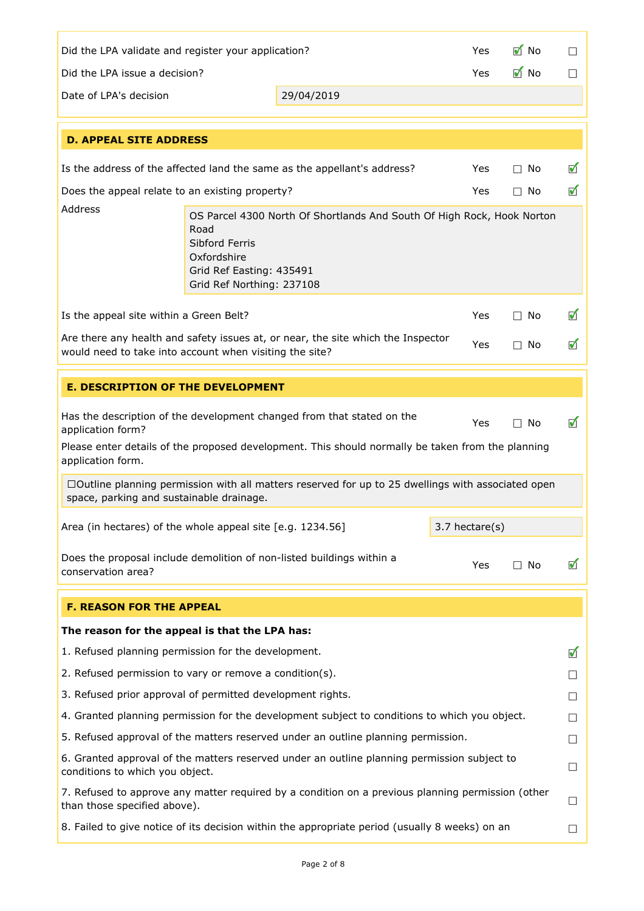| | | |
|---|---|---|
| Did the LPA validate and register your application? | Yes ☑ | No ☐ |
| Did the LPA issue a decision? | Yes ☑ | No ☐ |
| Date of LPA's decision | 29/04/2019 | |

## D. APPEAL SITE ADDRESS

| | | |
|---|---|---|
| Is the address of the affected land the same as the appellant's address? | Yes ☐ | No ☑ |
| Does the appeal relate to an existing property? | Yes ☐ | No ☑ |

Address

OS Parcel 4300 North Of Shortlands And South Of High Rock, Hook Norton Road
Sibford Ferris
Oxfordshire
Grid Ref Easting: 435491
Grid Ref Northing: 237108

| | | |
|---|---|---|
| Is the appeal site within a Green Belt? | Yes ☐ | No ☑ |
| Are there any health and safety issues at, or near, the site which the Inspector would need to take into account when visiting the site? | Yes ☐ | No ☑ |

## E. DESCRIPTION OF THE DEVELOPMENT

| | | |
|---|---|---|
| Has the description of the development changed from that stated on the application form? | Yes ☐ | No ☑ |

Please enter details of the proposed development. This should normally be taken from the planning application form.

☐Outline planning permission with all matters reserved for up to 25 dwellings with associated open space, parking and sustainable drainage.

| | |
|---|---|
| Area (in hectares) of the whole appeal site [e.g. 1234.56] | 3.7 hectare(s) |

| | | |
|---|---|---|
| Does the proposal include demolition of non-listed buildings within a conservation area? | Yes ☐ | No ☑ |

## F. REASON FOR THE APPEAL

**The reason for the appeal is that the LPA has:**

| | |
|---|---|
| 1. Refused planning permission for the development. | ☑ |
| 2. Refused permission to vary or remove a condition(s). | ☐ |
| 3. Refused prior approval of permitted development rights. | ☐ |
| 4. Granted planning permission for the development subject to conditions to which you object. | ☐ |
| 5. Refused approval of the matters reserved under an outline planning permission. | ☐ |
| 6. Granted approval of the matters reserved under an outline planning permission subject to conditions to which you object. | ☐ |
| 7. Refused to approve any matter required by a condition on a previous planning permission (other than those specified above). | ☐ |
| 8. Failed to give notice of its decision within the appropriate period (usually 8 weeks) on an | ☐ |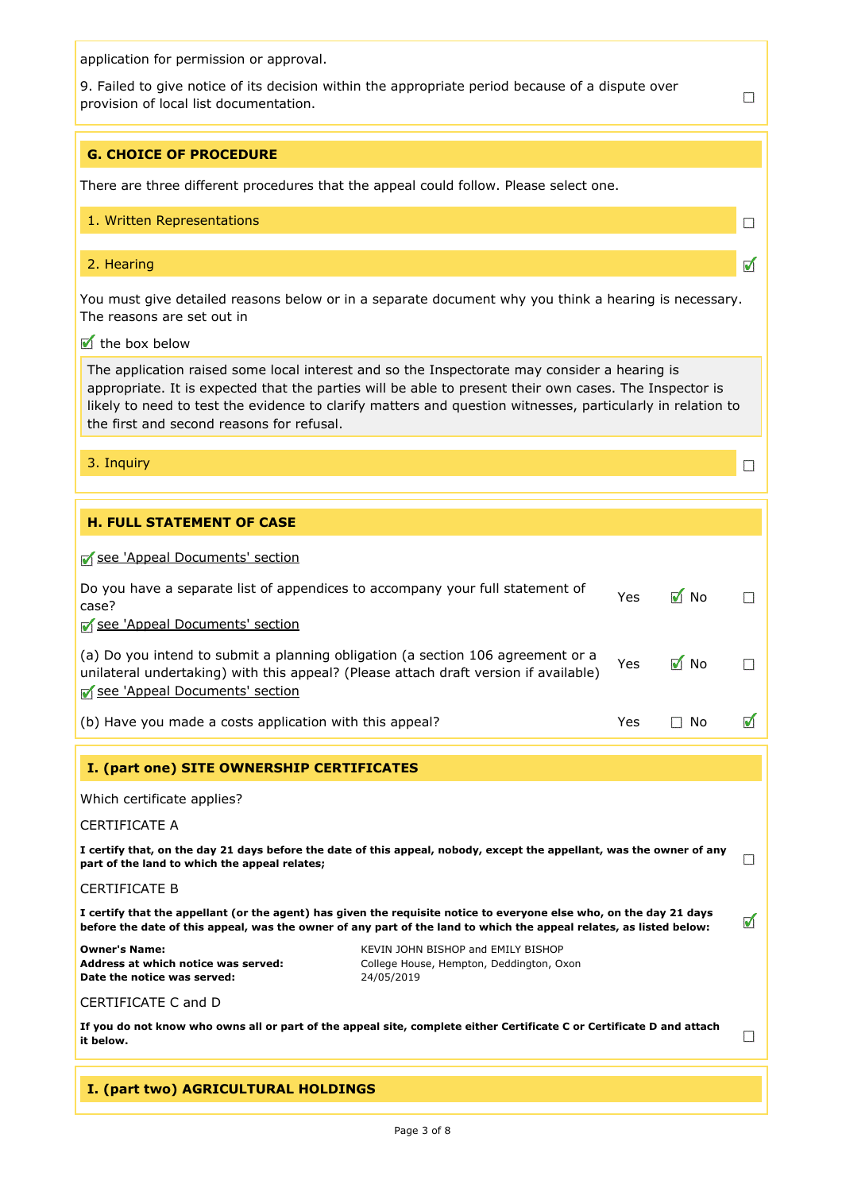application for permission or approval.

9. Failed to give notice of its decision within the appropriate period because of a dispute over provision of local list documentation. ☐

## G. CHOICE OF PROCEDURE

There are three different procedures that the appeal could follow. Please select one.

1. Written Representations ☐

2. Hearing ☑

You must give detailed reasons below or in a separate document why you think a hearing is necessary. The reasons are set out in

☑ the box below

> The application raised some local interest and so the Inspectorate may consider a hearing is appropriate. It is expected that the parties will be able to present their own cases. The Inspector is likely to need to test the evidence to clarify matters and question witnesses, particularly in relation to the first and second reasons for refusal.

3. Inquiry ☐

## H. FULL STATEMENT OF CASE

☑ see 'Appeal Documents' section

| | | |
|---|---|---|
| Do you have a separate list of appendices to accompany your full statement of case? ☑ see 'Appeal Documents' section | Yes ☑ | No ☐ |
| (a) Do you intend to submit a planning obligation (a section 106 agreement or a unilateral undertaking) with this appeal? (Please attach draft version if available) ☑ see 'Appeal Documents' section | Yes ☑ | No ☐ |
| (b) Have you made a costs application with this appeal? | Yes ☐ | No ☑ |

## I. (part one) SITE OWNERSHIP CERTIFICATES

Which certificate applies?

CERTIFICATE A

**I certify that, on the day 21 days before the date of this appeal, nobody, except the appellant, was the owner of any part of the land to which the appeal relates;** ☐

CERTIFICATE B

**I certify that the appellant (or the agent) has given the requisite notice to everyone else who, on the day 21 days before the date of this appeal, was the owner of any part of the land to which the appeal relates, as listed below:** ☑

| | |
|---|---|
| **Owner's Name:** | KEVIN JOHN BISHOP and EMILY BISHOP |
| **Address at which notice was served:** | College House, Hempton, Deddington, Oxon |
| **Date the notice was served:** | 24/05/2019 |

CERTIFICATE C and D

**If you do not know who owns all or part of the appeal site, complete either Certificate C or Certificate D and attach it below.** ☐

## I. (part two) AGRICULTURAL HOLDINGS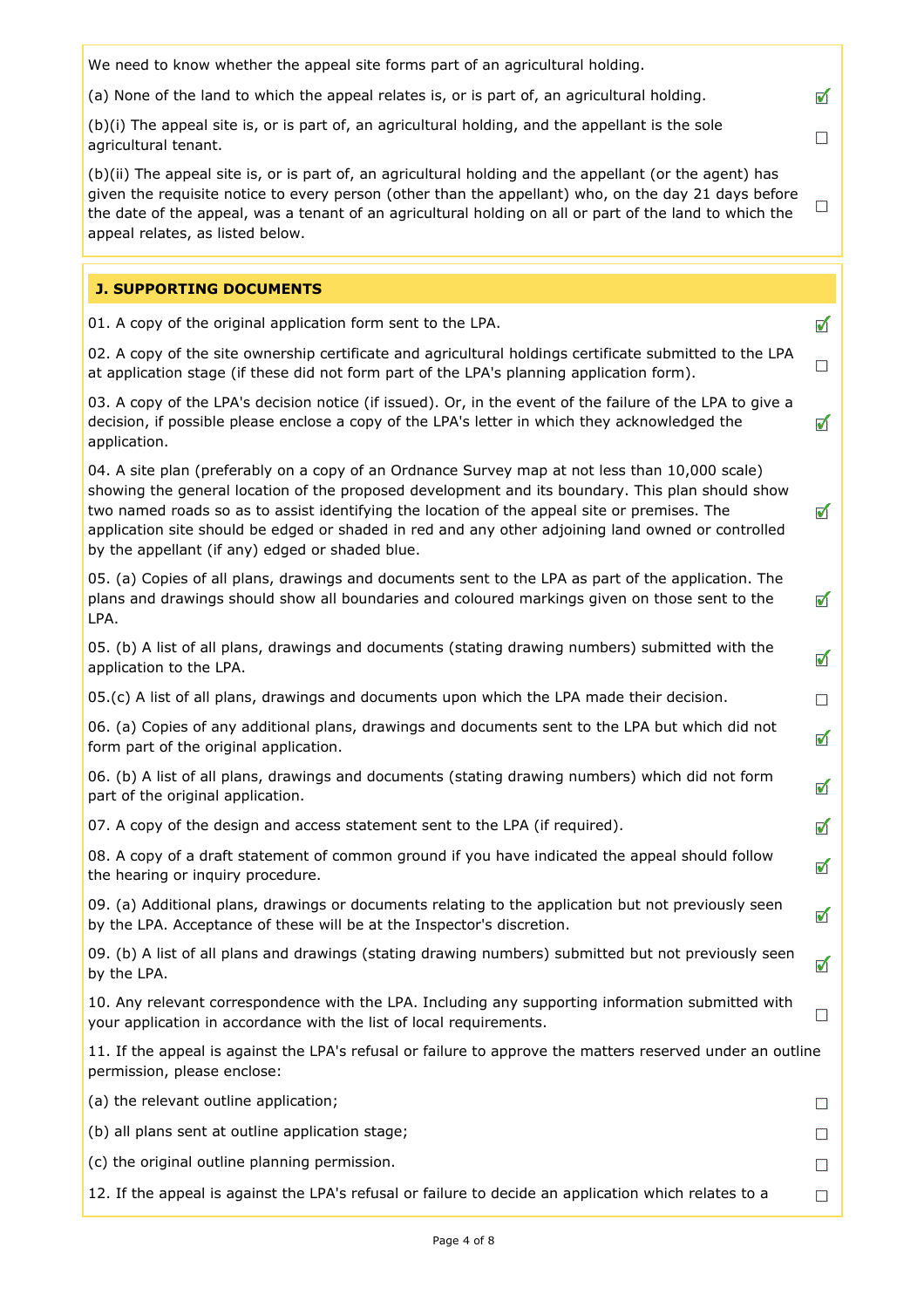We need to know whether the appeal site forms part of an agricultural holding.

- [x] (a) None of the land to which the appeal relates is, or is part of, an agricultural holding.
- [ ] (b)(i) The appeal site is, or is part of, an agricultural holding, and the appellant is the sole agricultural tenant.
- [ ] (b)(ii) The appeal site is, or is part of, an agricultural holding and the appellant (or the agent) has given the requisite notice to every person (other than the appellant) who, on the day 21 days before the date of the appeal, was a tenant of an agricultural holding on all or part of the land to which the appeal relates, as listed below.

## J. SUPPORTING DOCUMENTS

- [x] 01. A copy of the original application form sent to the LPA.
- [ ] 02. A copy of the site ownership certificate and agricultural holdings certificate submitted to the LPA at application stage (if these did not form part of the LPA's planning application form).
- [x] 03. A copy of the LPA's decision notice (if issued). Or, in the event of the failure of the LPA to give a decision, if possible please enclose a copy of the LPA's letter in which they acknowledged the application.
- [x] 04. A site plan (preferably on a copy of an Ordnance Survey map at not less than 10,000 scale) showing the general location of the proposed development and its boundary. This plan should show two named roads so as to assist identifying the location of the appeal site or premises. The application site should be edged or shaded in red and any other adjoining land owned or controlled by the appellant (if any) edged or shaded blue.
- [x] 05. (a) Copies of all plans, drawings and documents sent to the LPA as part of the application. The plans and drawings should show all boundaries and coloured markings given on those sent to the LPA.
- [x] 05. (b) A list of all plans, drawings and documents (stating drawing numbers) submitted with the application to the LPA.
- [ ] 05.(c) A list of all plans, drawings and documents upon which the LPA made their decision.
- [x] 06. (a) Copies of any additional plans, drawings and documents sent to the LPA but which did not form part of the original application.
- [x] 06. (b) A list of all plans, drawings and documents (stating drawing numbers) which did not form part of the original application.
- [x] 07. A copy of the design and access statement sent to the LPA (if required).
- [x] 08. A copy of a draft statement of common ground if you have indicated the appeal should follow the hearing or inquiry procedure.
- [x] 09. (a) Additional plans, drawings or documents relating to the application but not previously seen by the LPA. Acceptance of these will be at the Inspector's discretion.
- [x] 09. (b) A list of all plans and drawings (stating drawing numbers) submitted but not previously seen by the LPA.
- [ ] 10. Any relevant correspondence with the LPA. Including any supporting information submitted with your application in accordance with the list of local requirements.

11. If the appeal is against the LPA's refusal or failure to approve the matters reserved under an outline permission, please enclose:

- [ ] (a) the relevant outline application;
- [ ] (b) all plans sent at outline application stage;
- [ ] (c) the original outline planning permission.
- [ ] 12. If the appeal is against the LPA's refusal or failure to decide an application which relates to a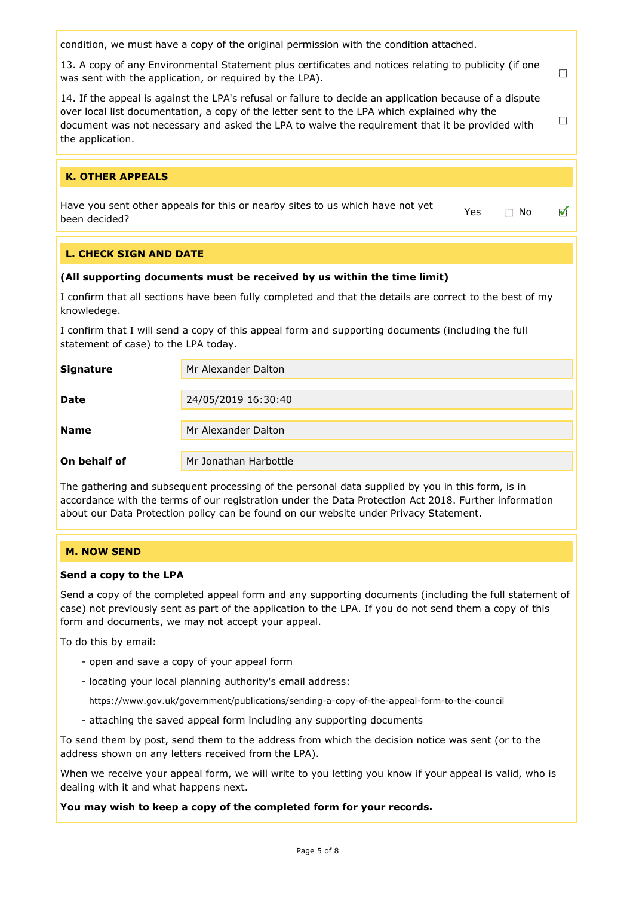condition, we must have a copy of the original permission with the condition attached.

13. A copy of any Environmental Statement plus certificates and notices relating to publicity (if one was sent with the application, or required by the LPA). ☐

14. If the appeal is against the LPA's refusal or failure to decide an application because of a dispute over local list documentation, a copy of the letter sent to the LPA which explained why the document was not necessary and asked the LPA to waive the requirement that it be provided with the application. ☐

## K. OTHER APPEALS

Have you sent other appeals for this or nearby sites to us which have not yet been decided? Yes ☐ No ☑

## L. CHECK SIGN AND DATE

**(All supporting documents must be received by us within the time limit)**

I confirm that all sections have been fully completed and that the details are correct to the best of my knowledege.

I confirm that I will send a copy of this appeal form and supporting documents (including the full statement of case) to the LPA today.

| | |
|---|---|
| **Signature** | Mr Alexander Dalton |
| **Date** | 24/05/2019 16:30:40 |
| **Name** | Mr Alexander Dalton |
| **On behalf of** | Mr Jonathan Harbottle |

The gathering and subsequent processing of the personal data supplied by you in this form, is in accordance with the terms of our registration under the Data Protection Act 2018. Further information about our Data Protection policy can be found on our website under Privacy Statement.

## M. NOW SEND

**Send a copy to the LPA**

Send a copy of the completed appeal form and any supporting documents (including the full statement of case) not previously sent as part of the application to the LPA. If you do not send them a copy of this form and documents, we may not accept your appeal.

To do this by email:

- open and save a copy of your appeal form
- locating your local planning authority's email address:
  https://www.gov.uk/government/publications/sending-a-copy-of-the-appeal-form-to-the-council
- attaching the saved appeal form including any supporting documents

To send them by post, send them to the address from which the decision notice was sent (or to the address shown on any letters received from the LPA).

When we receive your appeal form, we will write to you letting you know if your appeal is valid, who is dealing with it and what happens next.

**You may wish to keep a copy of the completed form for your records.**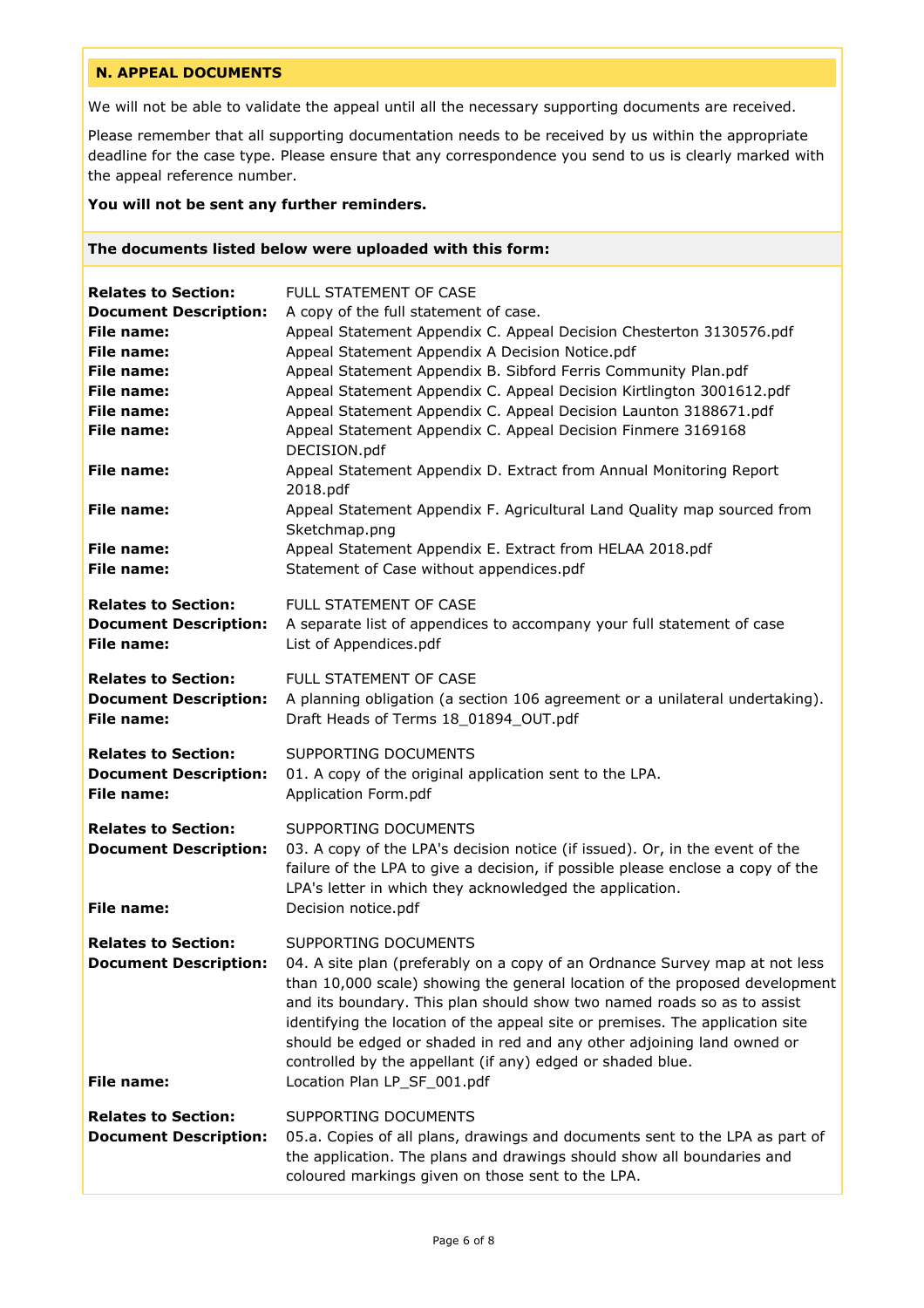## N. APPEAL DOCUMENTS

We will not be able to validate the appeal until all the necessary supporting documents are received.

Please remember that all supporting documentation needs to be received by us within the appropriate deadline for the case type. Please ensure that any correspondence you send to us is clearly marked with the appeal reference number.

**You will not be sent any further reminders.**

**The documents listed below were uploaded with this form:**

**Relates to Section:** FULL STATEMENT OF CASE
**Document Description:** A copy of the full statement of case.
**File name:** Appeal Statement Appendix C. Appeal Decision Chesterton 3130576.pdf
**File name:** Appeal Statement Appendix A Decision Notice.pdf
**File name:** Appeal Statement Appendix B. Sibford Ferris Community Plan.pdf
**File name:** Appeal Statement Appendix C. Appeal Decision Kirtlington 3001612.pdf
**File name:** Appeal Statement Appendix C. Appeal Decision Launton 3188671.pdf
**File name:** Appeal Statement Appendix C. Appeal Decision Finmere 3169168 DECISION.pdf
**File name:** Appeal Statement Appendix D. Extract from Annual Monitoring Report 2018.pdf
**File name:** Appeal Statement Appendix F. Agricultural Land Quality map sourced from Sketchmap.png
**File name:** Appeal Statement Appendix E. Extract from HELAA 2018.pdf
**File name:** Statement of Case without appendices.pdf

**Relates to Section:** FULL STATEMENT OF CASE
**Document Description:** A separate list of appendices to accompany your full statement of case
**File name:** List of Appendices.pdf

**Relates to Section:** FULL STATEMENT OF CASE
**Document Description:** A planning obligation (a section 106 agreement or a unilateral undertaking).
**File name:** Draft Heads of Terms 18_01894_OUT.pdf

**Relates to Section:** SUPPORTING DOCUMENTS
**Document Description:** 01. A copy of the original application sent to the LPA.
**File name:** Application Form.pdf

**Relates to Section:** SUPPORTING DOCUMENTS
**Document Description:** 03. A copy of the LPA's decision notice (if issued). Or, in the event of the failure of the LPA to give a decision, if possible please enclose a copy of the LPA's letter in which they acknowledged the application.
**File name:** Decision notice.pdf

**Relates to Section:** SUPPORTING DOCUMENTS
**Document Description:** 04. A site plan (preferably on a copy of an Ordnance Survey map at not less than 10,000 scale) showing the general location of the proposed development and its boundary. This plan should show two named roads so as to assist identifying the location of the appeal site or premises. The application site should be edged or shaded in red and any other adjoining land owned or controlled by the appellant (if any) edged or shaded blue.
**File name:** Location Plan LP_SF_001.pdf

**Relates to Section:** SUPPORTING DOCUMENTS
**Document Description:** 05.a. Copies of all plans, drawings and documents sent to the LPA as part of the application. The plans and drawings should show all boundaries and coloured markings given on those sent to the LPA.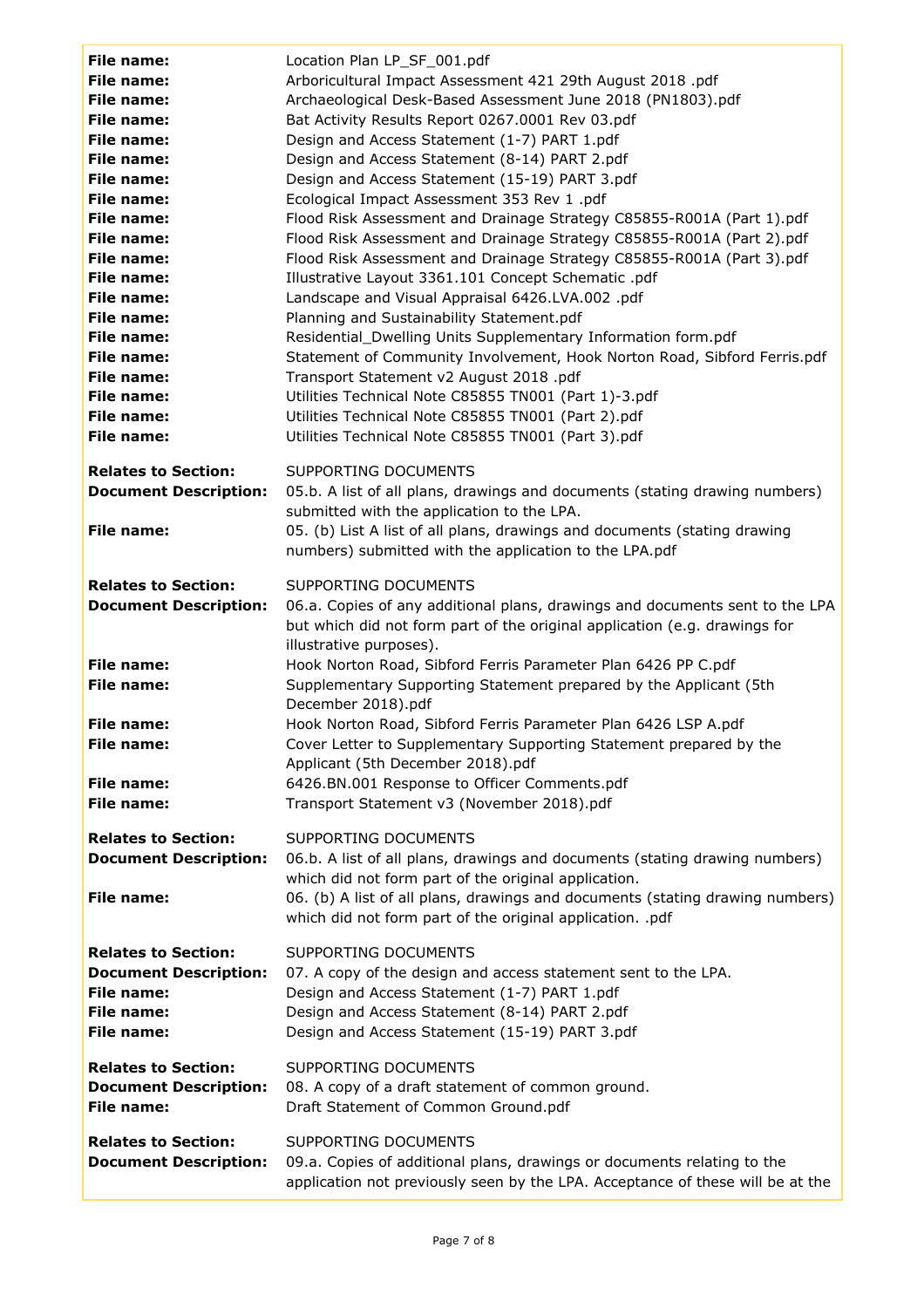**File name:** Location Plan LP_SF_001.pdf
**File name:** Arboricultural Impact Assessment 421 29th August 2018 .pdf
**File name:** Archaeological Desk-Based Assessment June 2018 (PN1803).pdf
**File name:** Bat Activity Results Report 0267.0001 Rev 03.pdf
**File name:** Design and Access Statement (1-7) PART 1.pdf
**File name:** Design and Access Statement (8-14) PART 2.pdf
**File name:** Design and Access Statement (15-19) PART 3.pdf
**File name:** Ecological Impact Assessment 353 Rev 1 .pdf
**File name:** Flood Risk Assessment and Drainage Strategy C85855-R001A (Part 1).pdf
**File name:** Flood Risk Assessment and Drainage Strategy C85855-R001A (Part 2).pdf
**File name:** Flood Risk Assessment and Drainage Strategy C85855-R001A (Part 3).pdf
**File name:** Illustrative Layout 3361.101 Concept Schematic .pdf
**File name:** Landscape and Visual Appraisal 6426.LVA.002 .pdf
**File name:** Planning and Sustainability Statement.pdf
**File name:** Residential_Dwelling Units Supplementary Information form.pdf
**File name:** Statement of Community Involvement, Hook Norton Road, Sibford Ferris.pdf
**File name:** Transport Statement v2 August 2018 .pdf
**File name:** Utilities Technical Note C85855 TN001 (Part 1)-3.pdf
**File name:** Utilities Technical Note C85855 TN001 (Part 2).pdf
**File name:** Utilities Technical Note C85855 TN001 (Part 3).pdf

**Relates to Section:** SUPPORTING DOCUMENTS
**Document Description:** 05.b. A list of all plans, drawings and documents (stating drawing numbers) submitted with the application to the LPA.
**File name:** 05. (b) List A list of all plans, drawings and documents (stating drawing numbers) submitted with the application to the LPA.pdf

**Relates to Section:** SUPPORTING DOCUMENTS
**Document Description:** 06.a. Copies of any additional plans, drawings and documents sent to the LPA but which did not form part of the original application (e.g. drawings for illustrative purposes).
**File name:** Hook Norton Road, Sibford Ferris Parameter Plan 6426 PP C.pdf
**File name:** Supplementary Supporting Statement prepared by the Applicant (5th December 2018).pdf
**File name:** Hook Norton Road, Sibford Ferris Parameter Plan 6426 LSP A.pdf
**File name:** Cover Letter to Supplementary Supporting Statement prepared by the Applicant (5th December 2018).pdf
**File name:** 6426.BN.001 Response to Officer Comments.pdf
**File name:** Transport Statement v3 (November 2018).pdf

**Relates to Section:** SUPPORTING DOCUMENTS
**Document Description:** 06.b. A list of all plans, drawings and documents (stating drawing numbers) which did not form part of the original application.
**File name:** 06. (b) A list of all plans, drawings and documents (stating drawing numbers) which did not form part of the original application. .pdf

**Relates to Section:** SUPPORTING DOCUMENTS
**Document Description:** 07. A copy of the design and access statement sent to the LPA.
**File name:** Design and Access Statement (1-7) PART 1.pdf
**File name:** Design and Access Statement (8-14) PART 2.pdf
**File name:** Design and Access Statement (15-19) PART 3.pdf

**Relates to Section:** SUPPORTING DOCUMENTS
**Document Description:** 08. A copy of a draft statement of common ground.
**File name:** Draft Statement of Common Ground.pdf

**Relates to Section:** SUPPORTING DOCUMENTS
**Document Description:** 09.a. Copies of additional plans, drawings or documents relating to the application not previously seen by the LPA. Acceptance of these will be at the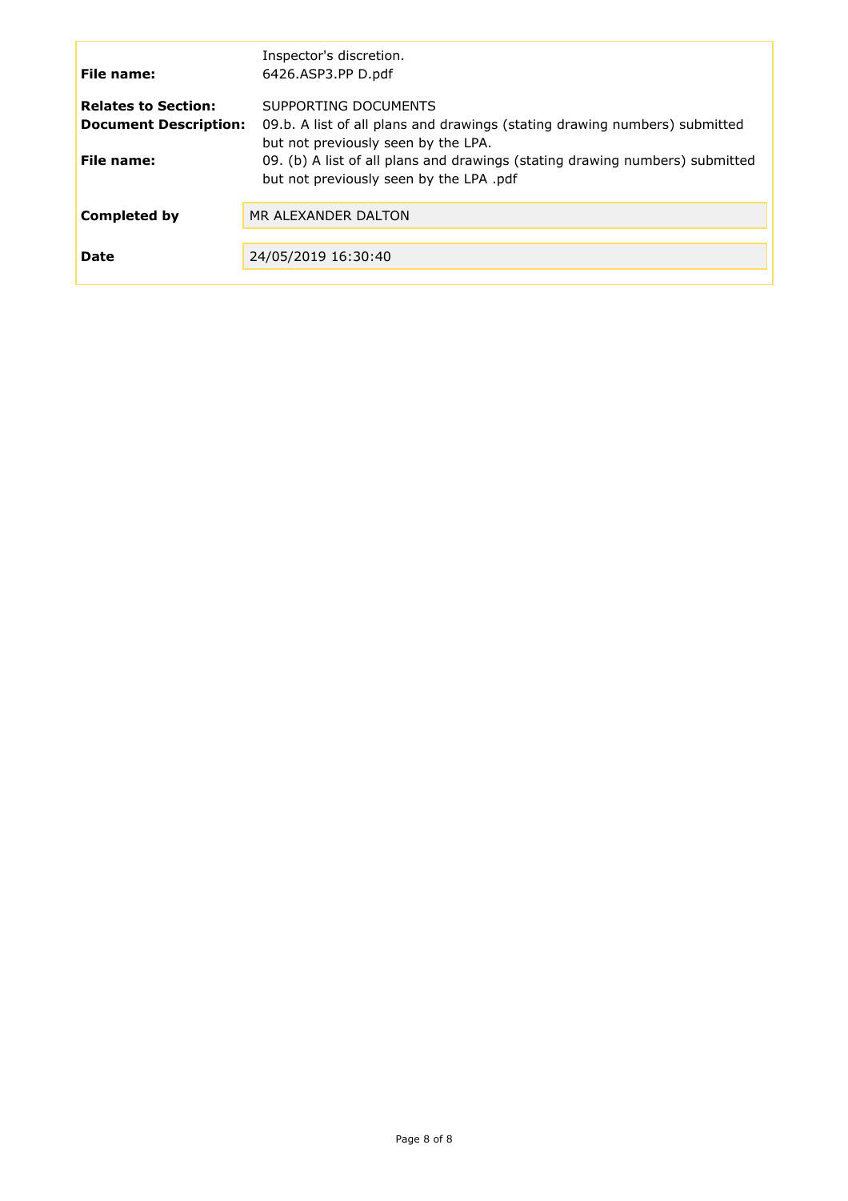| | |
|---|---|
| | Inspector's discretion. |
| **File name:** | 6426.ASP3.PP D.pdf |
| **Relates to Section:** | SUPPORTING DOCUMENTS |
| **Document Description:** | 09.b. A list of all plans and drawings (stating drawing numbers) submitted but not previously seen by the LPA. |
| **File name:** | 09. (b) A list of all plans and drawings (stating drawing numbers) submitted but not previously seen by the LPA .pdf |
| **Completed by** | MR ALEXANDER DALTON |
| **Date** | 24/05/2019 16:30:40 |